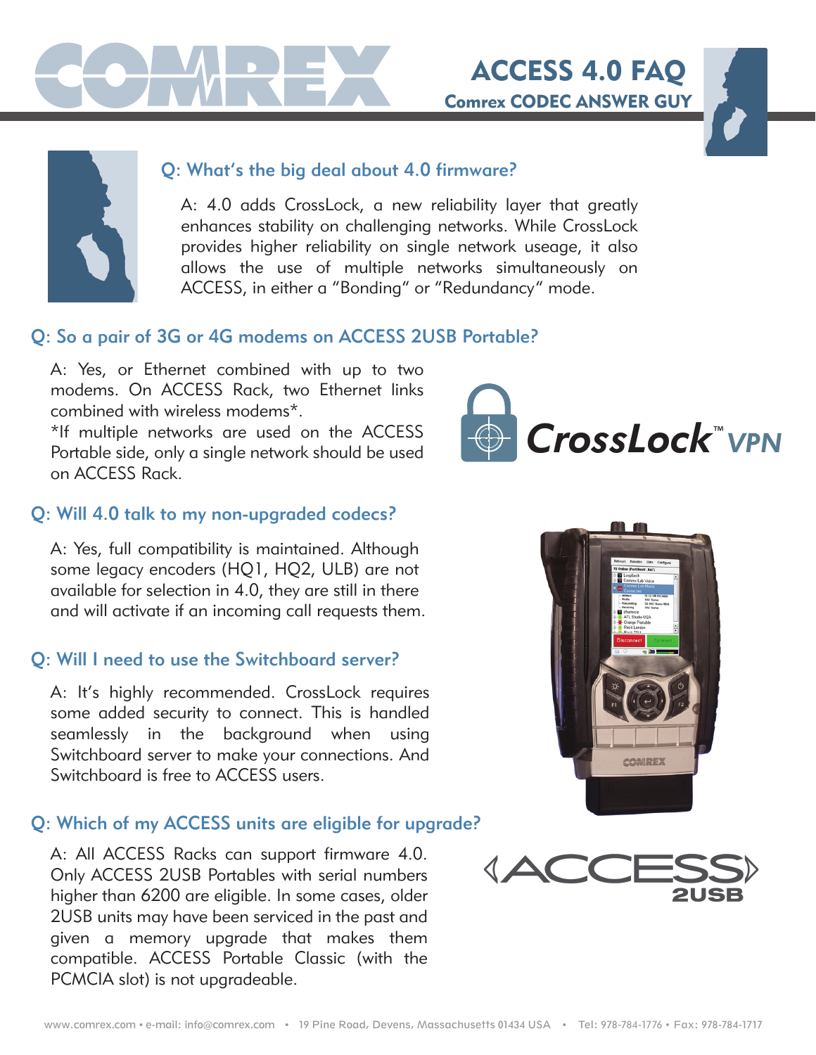# ACCESS 4.0 FAQ

## Comrex CODEC ANSWER GUY

### Q: What's the big deal about 4.0 firmware?

A: 4.0 adds CrossLock, a new reliability layer that greatly enhances stability on challenging networks. While CrossLock provides higher reliability on single network useage, it also allows the use of multiple networks simultaneously on ACCESS, in either a "Bonding" or "Redundancy" mode.

### Q: So a pair of 3G or 4G modems on ACCESS 2USB Portable?

A: Yes, or Ethernet combined with up to two modems. On ACCESS Rack, two Ethernet links combined with wireless modems*.

*If multiple networks are used on the ACCESS Portable side, only a single network should be used on ACCESS Rack.

### Q: Will 4.0 talk to my non-upgraded codecs?

A: Yes, full compatibility is maintained. Although some legacy encoders (HQ1, HQ2, ULB) are not available for selection in 4.0, they are still in there and will activate if an incoming call requests them.

### Q: Will I need to use the Switchboard server?

A: It's highly recommended. CrossLock requires some added security to connect. This is handled seamlessly in the background when using Switchboard server to make your connections. And Switchboard is free to ACCESS users.

### Q: Which of my ACCESS units are eligible for upgrade?

A: All ACCESS Racks can support firmware 4.0. Only ACCESS 2USB Portables with serial numbers higher than 6200 are eligible. In some cases, older 2USB units may have been serviced in the past and given a memory upgrade that makes them compatible. ACCESS Portable Classic (with the PCMCIA slot) is not upgradeable.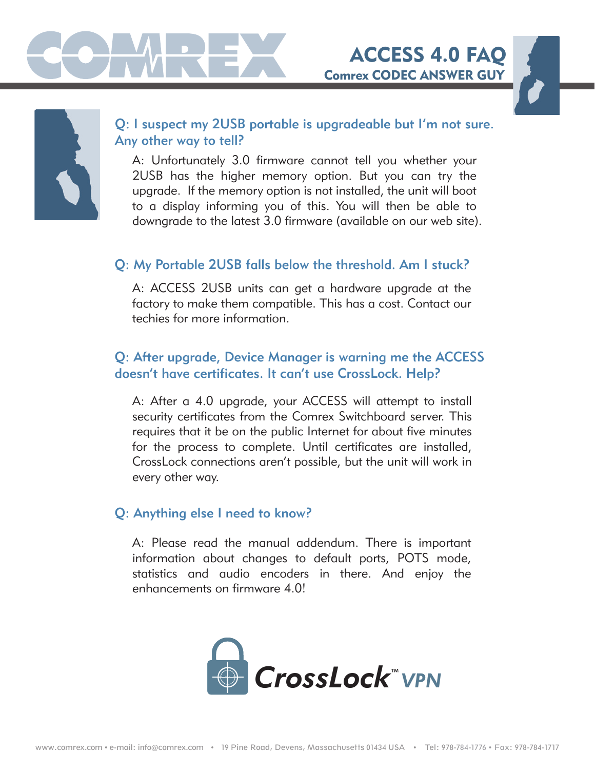# ACCESS 4.0 FAQ

## Comrex CODEC ANSWER GUY

**Q: I suspect my 2USB portable is upgradeable but I'm not sure. Any other way to tell?**

A: Unfortunately 3.0 firmware cannot tell you whether your 2USB has the higher memory option. But you can try the upgrade. If the memory option is not installed, the unit will boot to a display informing you of this. You will then be able to downgrade to the latest 3.0 firmware (available on our web site).

**Q: My Portable 2USB falls below the threshold. Am I stuck?**

A: ACCESS 2USB units can get a hardware upgrade at the factory to make them compatible. This has a cost. Contact our techies for more information.

**Q: After upgrade, Device Manager is warning me the ACCESS doesn't have certificates. It can't use CrossLock. Help?**

A: After a 4.0 upgrade, your ACCESS will attempt to install security certificates from the Comrex Switchboard server. This requires that it be on the public Internet for about five minutes for the process to complete. Until certificates are installed, CrossLock connections aren't possible, but the unit will work in every other way.

**Q: Anything else I need to know?**

A: Please read the manual addendum. There is important information about changes to default ports, POTS mode, statistics and audio encoders in there. And enjoy the enhancements on firmware 4.0!

CrossLock™ VPN

www.comrex.com • e-mail: info@comrex.com • 19 Pine Road, Devens, Massachusetts 01434 USA • Tel: 978-784-1776 • Fax: 978-784-1717